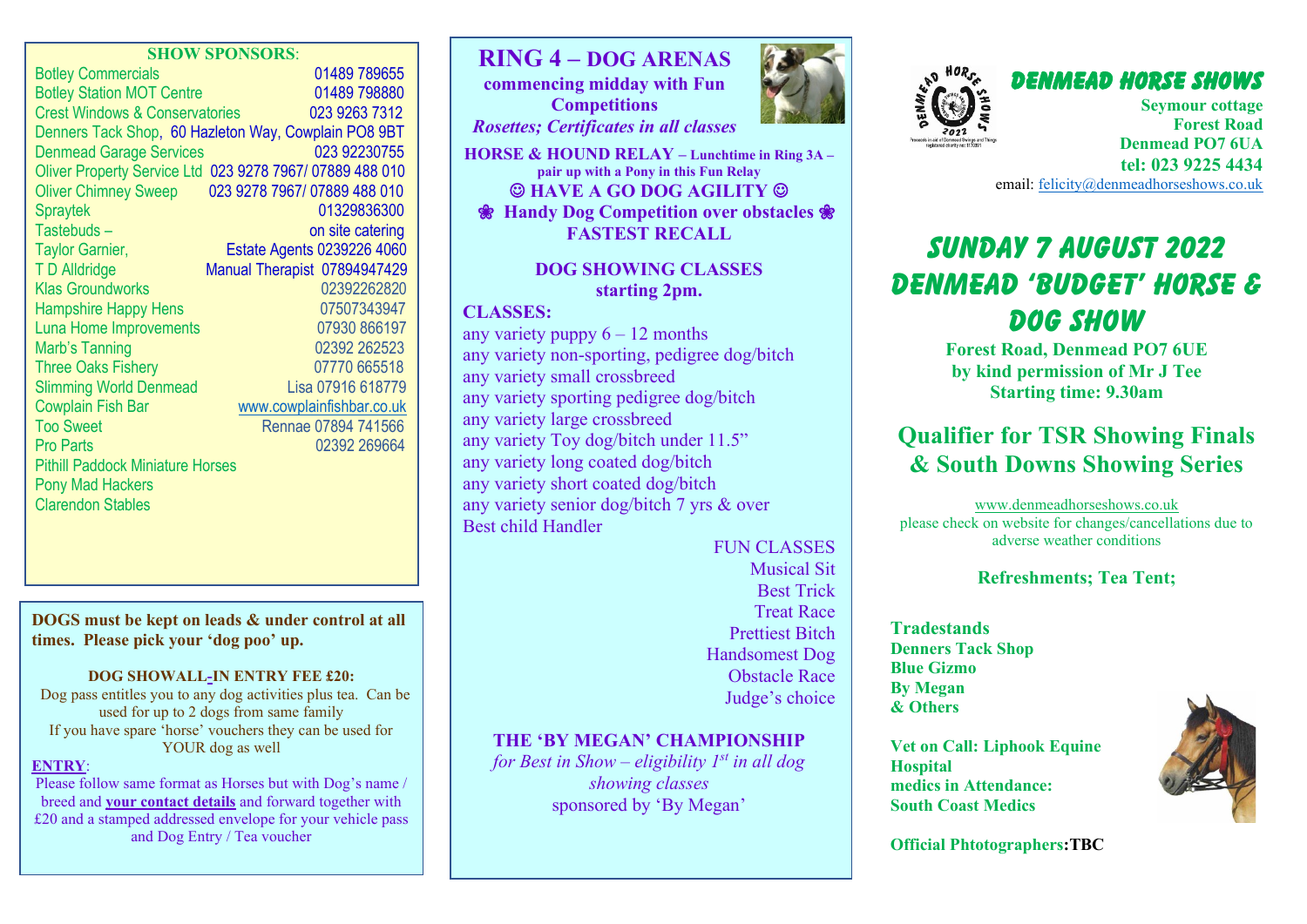**SHOW SPONSORS**:

| | |
|---|---|
| Botley Commercials | 01489 789655 |
| Botley Station MOT Centre | 01489 798880 |
| Crest Windows & Conservatories | 023 9263 7312 |
| Denners Tack Shop, 60 Hazleton Way, Cowplain PO8 9BT | |
| Denmead Garage Services | 023 92230755 |
| Oliver Property Service Ltd | 023 9278 7967/ 07889 488 010 |
| Oliver Chimney Sweep | 023 9278 7967/ 07889 488 010 |
| Spraytek | 01329836300 |
| Tastebuds – | on site catering |
| Taylor Garnier, | Estate Agents 0239226 4060 |
| T D Alldridge | Manual Therapist 07894947429 |
| Klas Groundworks | 02392262820 |
| Hampshire Happy Hens | 07507343947 |
| Luna Home Improvements | 07930 866197 |
| Marb's Tanning | 02392 262523 |
| Three Oaks Fishery | 07770 665518 |
| Slimming World Denmead | Lisa 07916 618779 |
| Cowplain Fish Bar | www.cowplainfishbar.co.uk |
| Too Sweet | Rennae 07894 741566 |
| Pro Parts | 02392 269664 |
| Pithill Paddock Miniature Horses | |
| Pony Mad Hackers | |
| Clarendon Stables | |

**DOGS must be kept on leads & under control at all times. Please pick your 'dog poo' up.**

**DOG SHOWALL-IN ENTRY FEE £20:**

Dog pass entitles you to any dog activities plus tea. Can be used for up to 2 dogs from same family
If you have spare 'horse' vouchers they can be used for YOUR dog as well

**ENTRY**:

Please follow same format as Horses but with Dog's name / breed and **your contact details** and forward together with £20 and a stamped addressed envelope for your vehicle pass and Dog Entry / Tea voucher

# RING 4 – DOG ARENAS

**commencing midday with Fun Competitions**

***Rosettes; Certificates in all classes***

**HORSE & HOUND RELAY – Lunchtime in Ring 3A – pair up with a Pony in this Fun Relay**

**☺ HAVE A GO DOG AGILITY ☺**

**❀ Handy Dog Competition over obstacles ❀**

**FASTEST RECALL**

**DOG SHOWING CLASSES starting 2pm.**

**CLASSES:**

- any variety puppy 6 – 12 months
- any variety non-sporting, pedigree dog/bitch
- any variety small crossbreed
- any variety sporting pedigree dog/bitch
- any variety large crossbreed
- any variety Toy dog/bitch under 11.5"
- any variety long coated dog/bitch
- any variety short coated dog/bitch
- any variety senior dog/bitch 7 yrs & over
- Best child Handler

FUN CLASSES
- Musical Sit
- Best Trick
- Treat Race
- Prettiest Bitch
- Handsomest Dog
- Obstacle Race
- Judge's choice

**THE 'BY MEGAN' CHAMPIONSHIP**

*for Best in Show – eligibility 1st in all dog showing classes*

sponsored by 'By Megan'

# DENMEAD HORSE SHOWS

**Seymour cottage**
**Forest Road**
**Denmead PO7 6UA**
**tel: 023 9225 4434**
email: felicity@denmeadhorseshows.co.uk

# SUNDAY 7 AUGUST 2022 DENMEAD 'BUDGET' HORSE & DOG SHOW

**Forest Road, Denmead PO7 6UE**
**by kind permission of Mr J Tee**
**Starting time: 9.30am**

## Qualifier for TSR Showing Finals & South Downs Showing Series

www.denmeadhorseshows.co.uk
please check on website for changes/cancellations due to adverse weather conditions

**Refreshments; Tea Tent;**

**Tradestands**
**Denners Tack Shop**
**Blue Gizmo**
**By Megan**
**& Others**

**Vet on Call: Liphook Equine Hospital**
**medics in Attendance: South Coast Medics**

**Official Phtotographers:TBC**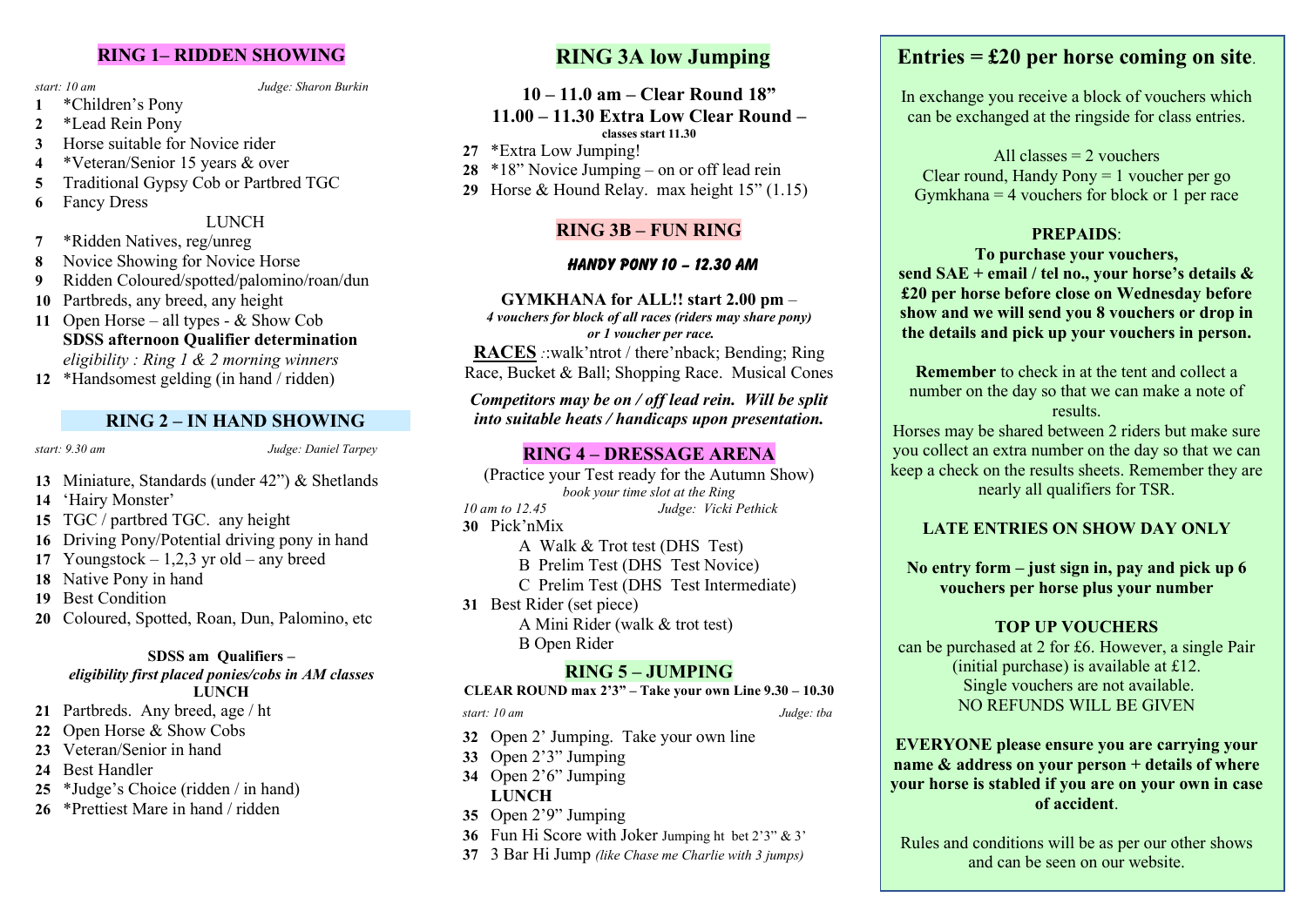## RING 1– RIDDEN SHOWING

*start: 10 am* *Judge: Sharon Burkin*

1 *Children's Pony
2 *Lead Rein Pony
3 Horse suitable for Novice rider
4 *Veteran/Senior 15 years & over
5 Traditional Gypsy Cob or Partbred TGC
6 Fancy Dress

LUNCH

7 *Ridden Natives, reg/unreg
8 Novice Showing for Novice Horse
9 Ridden Coloured/spotted/palomino/roan/dun
10 Partbreds, any breed, any height
11 Open Horse – all types - & Show Cob
**SDSS afternoon Qualifier determination**
*eligibility : Ring 1 & 2 morning winners*
12 *Handsomest gelding (in hand / ridden)

## RING 2 – IN HAND SHOWING

*start: 9.30 am* *Judge: Daniel Tarpey*

13 Miniature, Standards (under 42") & Shetlands
14 'Hairy Monster'
15 TGC / partbred TGC. any height
16 Driving Pony/Potential driving pony in hand
17 Youngstock – 1,2,3 yr old – any breed
18 Native Pony in hand
19 Best Condition
20 Coloured, Spotted, Roan, Dun, Palomino, etc

**SDSS am Qualifiers –**
***eligibility first placed ponies/cobs in AM classes***
**LUNCH**

21 Partbreds. Any breed, age / ht
22 Open Horse & Show Cobs
23 Veteran/Senior in hand
24 Best Handler
25 *Judge's Choice (ridden / in hand)
26 *Prettiest Mare in hand / ridden

## RING 3A low Jumping

**10 – 11.0 am – Clear Round 18"**
**11.00 – 11.30 Extra Low Clear Round –**
**classes start 11.30**

27 *Extra Low Jumping!
28 *18" Novice Jumping – on or off lead rein
29 Horse & Hound Relay. max height 15" (1.15)

## RING 3B – FUN RING

**HANDY PONY 10 – 12.30 AM**

**GYMKHANA for ALL!! start 2.00 pm** –
***4 vouchers for block of all races (riders may share pony) or 1 voucher per race.***

**RACES** ::walk'ntrot / there'nback; Bending; Ring Race, Bucket & Ball; Shopping Race. Musical Cones

***Competitors may be on / off lead rein. Will be split into suitable heats / handicaps upon presentation.***

## RING 4 – DRESSAGE ARENA

(Practice your Test ready for the Autumn Show)
*book your time slot at the Ring*

*10 am to 12.45* *Judge: Vicki Pethick*

30 Pick'nMix
A Walk & Trot test (DHS Test)
B Prelim Test (DHS Test Novice)
C Prelim Test (DHS Test Intermediate)
31 Best Rider (set piece)
A Mini Rider (walk & trot test)
B Open Rider

## RING 5 – JUMPING

**CLEAR ROUND max 2'3" – Take your own Line 9.30 – 10.30**

*start: 10 am* *Judge: tba*

32 Open 2' Jumping. Take your own line
33 Open 2'3" Jumping
34 Open 2'6" Jumping
**LUNCH**
35 Open 2'9" Jumping
36 Fun Hi Score with Joker Jumping ht bet 2'3" & 3'
37 3 Bar Hi Jump *(like Chase me Charlie with 3 jumps)*

## Entries = £20 per horse coming on site.

In exchange you receive a block of vouchers which can be exchanged at the ringside for class entries.

All classes = 2 vouchers
Clear round, Handy Pony = 1 voucher per go
Gymkhana = 4 vouchers for block or 1 per race

**PREPAIDS**:
**To purchase your vouchers, send SAE + email / tel no., your horse's details & £20 per horse before close on Wednesday before show and we will send you 8 vouchers or drop in the details and pick up your vouchers in person.**

**Remember** to check in at the tent and collect a number on the day so that we can make a note of results.
Horses may be shared between 2 riders but make sure you collect an extra number on the day so that we can keep a check on the results sheets. Remember they are nearly all qualifiers for TSR.

**LATE ENTRIES ON SHOW DAY ONLY**

**No entry form – just sign in, pay and pick up 6 vouchers per horse plus your number**

**TOP UP VOUCHERS**
can be purchased at 2 for £6. However, a single Pair (initial purchase) is available at £12.
Single vouchers are not available.
NO REFUNDS WILL BE GIVEN

**EVERYONE please ensure you are carrying your name & address on your person + details of where your horse is stabled if you are on your own in case of accident**.

Rules and conditions will be as per our other shows and can be seen on our website.